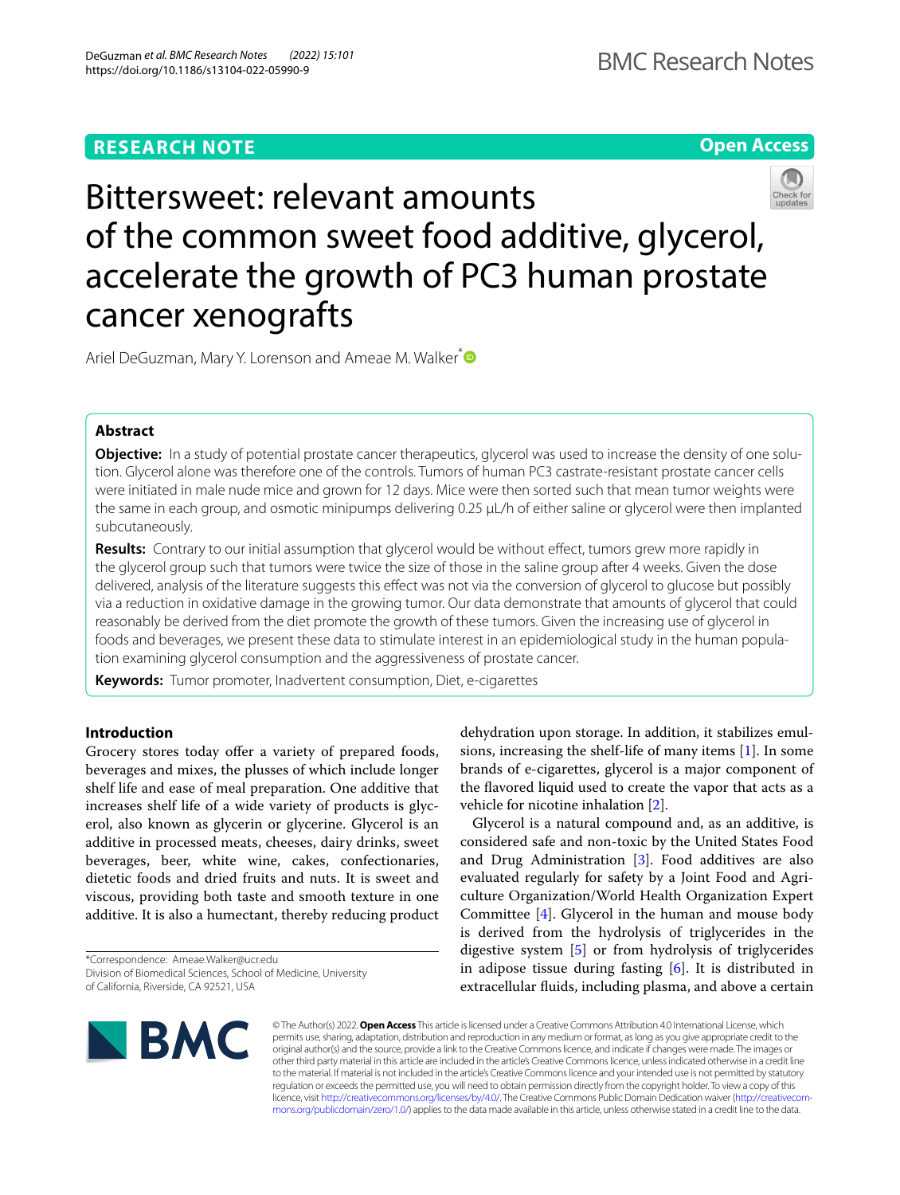**RESEARCH NOTE** **Open Access**

# Bittersweet: relevant amounts of the common sweet food additive, glycerol, accelerate the growth of PC3 human prostate cancer xenografts

Ariel DeGuzman, Mary Y. Lorenson and Ameae M. Walker*

## Abstract

**Objective:** In a study of potential prostate cancer therapeutics, glycerol was used to increase the density of one solution. Glycerol alone was therefore one of the controls. Tumors of human PC3 castrate-resistant prostate cancer cells were initiated in male nude mice and grown for 12 days. Mice were then sorted such that mean tumor weights were the same in each group, and osmotic minipumps delivering 0.25 µL/h of either saline or glycerol were then implanted subcutaneously.

**Results:** Contrary to our initial assumption that glycerol would be without effect, tumors grew more rapidly in the glycerol group such that tumors were twice the size of those in the saline group after 4 weeks. Given the dose delivered, analysis of the literature suggests this effect was not via the conversion of glycerol to glucose but possibly via a reduction in oxidative damage in the growing tumor. Our data demonstrate that amounts of glycerol that could reasonably be derived from the diet promote the growth of these tumors. Given the increasing use of glycerol in foods and beverages, we present these data to stimulate interest in an epidemiological study in the human population examining glycerol consumption and the aggressiveness of prostate cancer.

**Keywords:** Tumor promoter, Inadvertent consumption, Diet, e-cigarettes

## Introduction

Grocery stores today offer a variety of prepared foods, beverages and mixes, the plusses of which include longer shelf life and ease of meal preparation. One additive that increases shelf life of a wide variety of products is glycerol, also known as glycerin or glycerine. Glycerol is an additive in processed meats, cheeses, dairy drinks, sweet beverages, beer, white wine, cakes, confectionaries, dietetic foods and dried fruits and nuts. It is sweet and viscous, providing both taste and smooth texture in one additive. It is also a humectant, thereby reducing product dehydration upon storage. In addition, it stabilizes emulsions, increasing the shelf-life of many items [1]. In some brands of e-cigarettes, glycerol is a major component of the flavored liquid used to create the vapor that acts as a vehicle for nicotine inhalation [2].

Glycerol is a natural compound and, as an additive, is considered safe and non-toxic by the United States Food and Drug Administration [3]. Food additives are also evaluated regularly for safety by a Joint Food and Agriculture Organization/World Health Organization Expert Committee [4]. Glycerol in the human and mouse body is derived from the hydrolysis of triglycerides in the digestive system [5] or from hydrolysis of triglycerides in adipose tissue during fasting [6]. It is distributed in extracellular fluids, including plasma, and above a certain

*Correspondence: Ameae.Walker@ucr.edu
Division of Biomedical Sciences, School of Medicine, University of California, Riverside, CA 92521, USA

© The Author(s) 2022. **Open Access** This article is licensed under a Creative Commons Attribution 4.0 International License, which permits use, sharing, adaptation, distribution and reproduction in any medium or format, as long as you give appropriate credit to the original author(s) and the source, provide a link to the Creative Commons licence, and indicate if changes were made. The images or other third party material in this article are included in the article's Creative Commons licence, unless indicated otherwise in a credit line to the material. If material is not included in the article's Creative Commons licence and your intended use is not permitted by statutory regulation or exceeds the permitted use, you will need to obtain permission directly from the copyright holder. To view a copy of this licence, visit http://creativecommons.org/licenses/by/4.0/. The Creative Commons Public Domain Dedication waiver (http://creativecommons.org/publicdomain/zero/1.0/) applies to the data made available in this article, unless otherwise stated in a credit line to the data.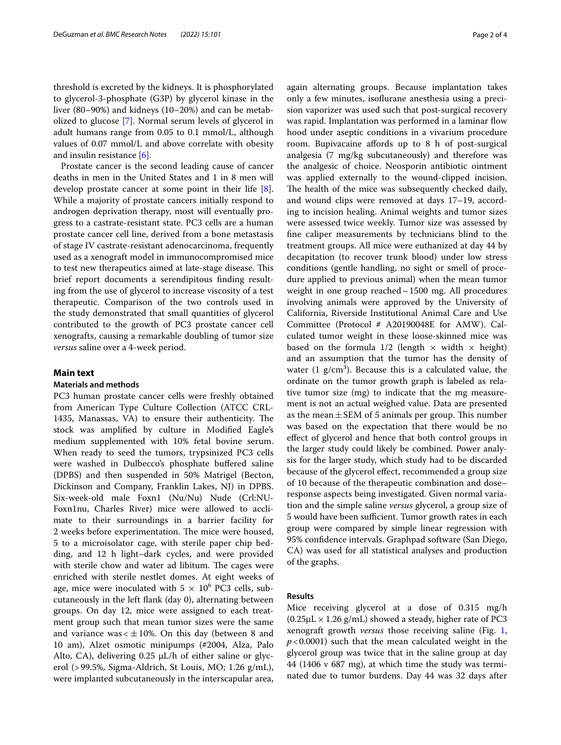threshold is excreted by the kidneys. It is phosphorylated to glycerol-3-phosphate (G3P) by glycerol kinase in the liver (80–90%) and kidneys (10–20%) and can be metabolized to glucose [7]. Normal serum levels of glycerol in adult humans range from 0.05 to 0.1 mmol/L, although values of 0.07 mmol/L and above correlate with obesity and insulin resistance [6].

Prostate cancer is the second leading cause of cancer deaths in men in the United States and 1 in 8 men will develop prostate cancer at some point in their life [8]. While a majority of prostate cancers initially respond to androgen deprivation therapy, most will eventually progress to a castrate-resistant state. PC3 cells are a human prostate cancer cell line, derived from a bone metastasis of stage IV castrate-resistant adenocarcinoma, frequently used as a xenograft model in immunocompromised mice to test new therapeutics aimed at late-stage disease. This brief report documents a serendipitous finding resulting from the use of glycerol to increase viscosity of a test therapeutic. Comparison of the two controls used in the study demonstrated that small quantities of glycerol contributed to the growth of PC3 prostate cancer cell xenografts, causing a remarkable doubling of tumor size *versus* saline over a 4-week period.

## Main text

### Materials and methods

PC3 human prostate cancer cells were freshly obtained from American Type Culture Collection (ATCC CRL-1435, Manassas, VA) to ensure their authenticity. The stock was amplified by culture in Modified Eagle's medium supplemented with 10% fetal bovine serum. When ready to seed the tumors, trypsinized PC3 cells were washed in Dulbecco's phosphate buffered saline (DPBS) and then suspended in 50% Matrigel (Becton, Dickinson and Company, Franklin Lakes, NJ) in DPBS. Six-week-old male Foxn1 (Nu/Nu) Nude (Crl:NU-Foxn1nu, Charles River) mice were allowed to acclimate to their surroundings in a barrier facility for 2 weeks before experimentation. The mice were housed, 5 to a microisolator cage, with sterile paper chip bedding, and 12 h light–dark cycles, and were provided with sterile chow and water ad libitum. The cages were enriched with sterile nestlet domes. At eight weeks of age, mice were inoculated with $5 \times 10^6$ PC3 cells, subcutaneously in the left flank (day 0), alternating between groups. On day 12, mice were assigned to each treatment group such that mean tumor sizes were the same and variance was $< \pm 10\%$. On this day (between 8 and 10 am), Alzet osmotic minipumps (#2004, Alza, Palo Alto, CA), delivering 0.25 μL/h of either saline or glycerol (> 99.5%, Sigma-Aldrich, St Louis, MO; 1.26 g/mL), were implanted subcutaneously in the interscapular area, again alternating groups. Because implantation takes only a few minutes, isoflurane anesthesia using a precision vaporizer was used such that post-surgical recovery was rapid. Implantation was performed in a laminar flow hood under aseptic conditions in a vivarium procedure room. Bupivacaine affords up to 8 h of post-surgical analgesia (7 mg/kg subcutaneously) and therefore was the analgesic of choice. Neosporin antibiotic ointment was applied externally to the wound-clipped incision. The health of the mice was subsequently checked daily, and wound clips were removed at days 17–19, according to incision healing. Animal weights and tumor sizes were assessed twice weekly. Tumor size was assessed by fine caliper measurements by technicians blind to the treatment groups. All mice were euthanized at day 44 by decapitation (to recover trunk blood) under low stress conditions (gentle handling, no sight or smell of procedure applied to previous animal) when the mean tumor weight in one group reached ~ 1500 mg. All procedures involving animals were approved by the University of California, Riverside Institutional Animal Care and Use Committee (Protocol # A20190048E for AMW). Calculated tumor weight in these loose-skinned mice was based on the formula 1/2 (length $\times$ width $\times$ height) and an assumption that the tumor has the density of water (1 g/cm$^3$). Because this is a calculated value, the ordinate on the tumor growth graph is labeled as relative tumor size (mg) to indicate that the mg measurement is not an actual weighed value. Data are presented as the mean $\pm$ SEM of 5 animals per group. This number was based on the expectation that there would be no effect of glycerol and hence that both control groups in the larger study could likely be combined. Power analysis for the larger study, which study had to be discarded because of the glycerol effect, recommended a group size of 10 because of the therapeutic combination and dose–response aspects being investigated. Given normal variation and the simple saline *versus* glycerol, a group size of 5 would have been sufficient. Tumor growth rates in each group were compared by simple linear regression with 95% confidence intervals. Graphpad software (San Diego, CA) was used for all statistical analyses and production of the graphs.

### Results

Mice receiving glycerol at a dose of 0.315 mg/h (0.25μL $\times$ 1.26 g/mL) showed a steady, higher rate of PC3 xenograft growth *versus* those receiving saline (Fig. 1, $p < 0.0001$) such that the mean calculated weight in the glycerol group was twice that in the saline group at day 44 (1406 v 687 mg), at which time the study was terminated due to tumor burdens. Day 44 was 32 days after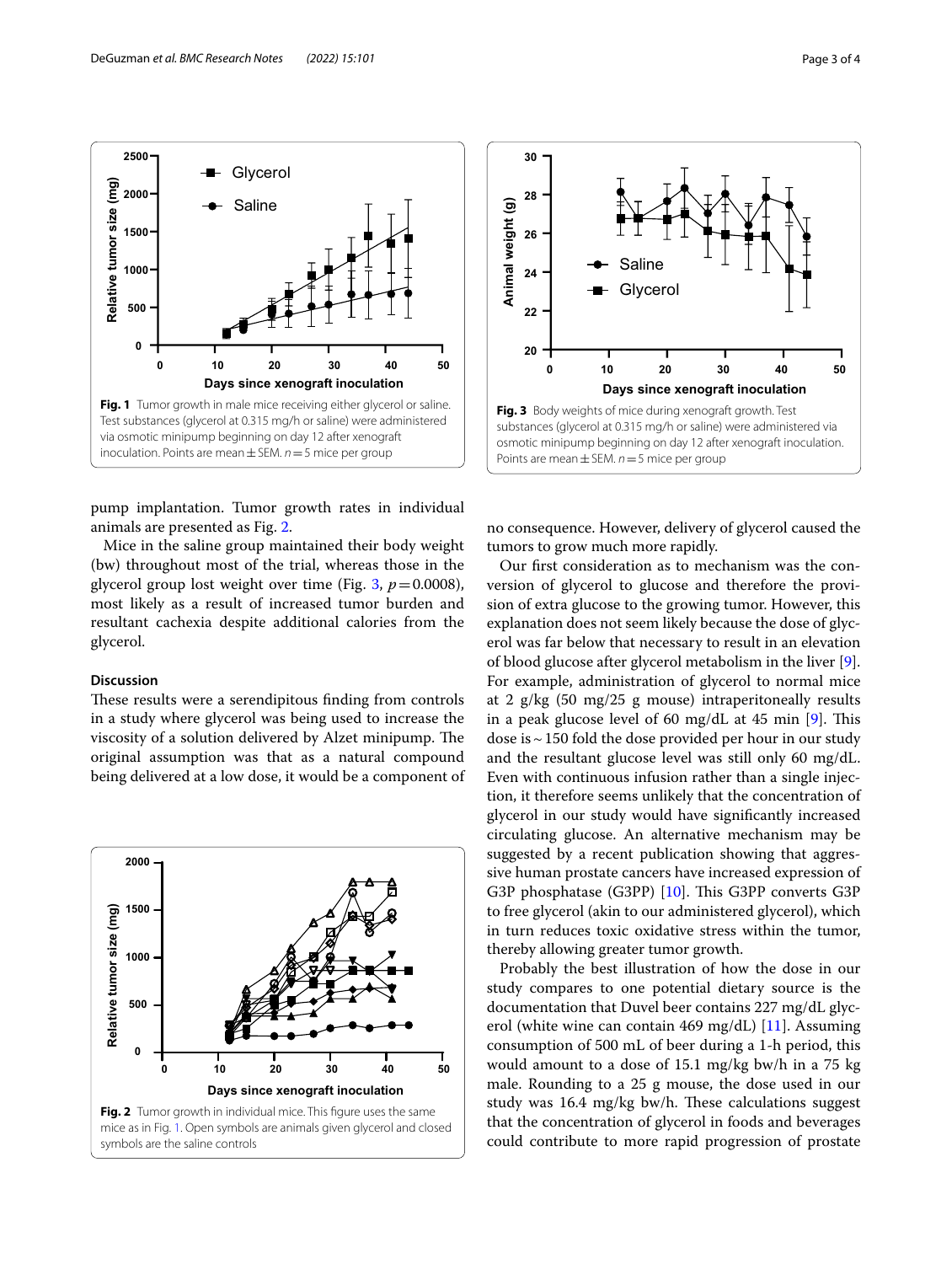Fig. 1 Tumor growth in male mice receiving either glycerol or saline. Test substances (glycerol at 0.315 mg/h or saline) were administered via osmotic minipump beginning on day 12 after xenograft inoculation. Points are mean ± SEM. $n = 5$ mice per group

Fig. 3 Body weights of mice during xenograft growth. Test substances (glycerol at 0.315 mg/h or saline) were administered via osmotic minipump beginning on day 12 after xenograft inoculation. Points are mean ± SEM. $n = 5$ mice per group

pump implantation. Tumor growth rates in individual animals are presented as Fig. 2.

Mice in the saline group maintained their body weight (bw) throughout most of the trial, whereas those in the glycerol group lost weight over time (Fig. 3, $p = 0.0008$), most likely as a result of increased tumor burden and resultant cachexia despite additional calories from the glycerol.

### Discussion

These results were a serendipitous finding from controls in a study where glycerol was being used to increase the viscosity of a solution delivered by Alzet minipump. The original assumption was that as a natural compound being delivered at a low dose, it would be a component of no consequence. However, delivery of glycerol caused the tumors to grow much more rapidly.

Fig. 2 Tumor growth in individual mice. This figure uses the same mice as in Fig. 1. Open symbols are animals given glycerol and closed symbols are the saline controls

Our first consideration as to mechanism was the conversion of glycerol to glucose and therefore the provision of extra glucose to the growing tumor. However, this explanation does not seem likely because the dose of glycerol was far below that necessary to result in an elevation of blood glucose after glycerol metabolism in the liver [9]. For example, administration of glycerol to normal mice at 2 g/kg (50 mg/25 g mouse) intraperitoneally results in a peak glucose level of 60 mg/dL at 45 min [9]. This dose is ~ 150 fold the dose provided per hour in our study and the resultant glucose level was still only 60 mg/dL. Even with continuous infusion rather than a single injection, it therefore seems unlikely that the concentration of glycerol in our study would have significantly increased circulating glucose. An alternative mechanism may be suggested by a recent publication showing that aggressive human prostate cancers have increased expression of G3P phosphatase (G3PP) [10]. This G3PP converts G3P to free glycerol (akin to our administered glycerol), which in turn reduces toxic oxidative stress within the tumor, thereby allowing greater tumor growth.

Probably the best illustration of how the dose in our study compares to one potential dietary source is the documentation that Duvel beer contains 227 mg/dL glycerol (white wine can contain 469 mg/dL) [11]. Assuming consumption of 500 mL of beer during a 1-h period, this would amount to a dose of 15.1 mg/kg bw/h in a 75 kg male. Rounding to a 25 g mouse, the dose used in our study was 16.4 mg/kg bw/h. These calculations suggest that the concentration of glycerol in foods and beverages could contribute to more rapid progression of prostate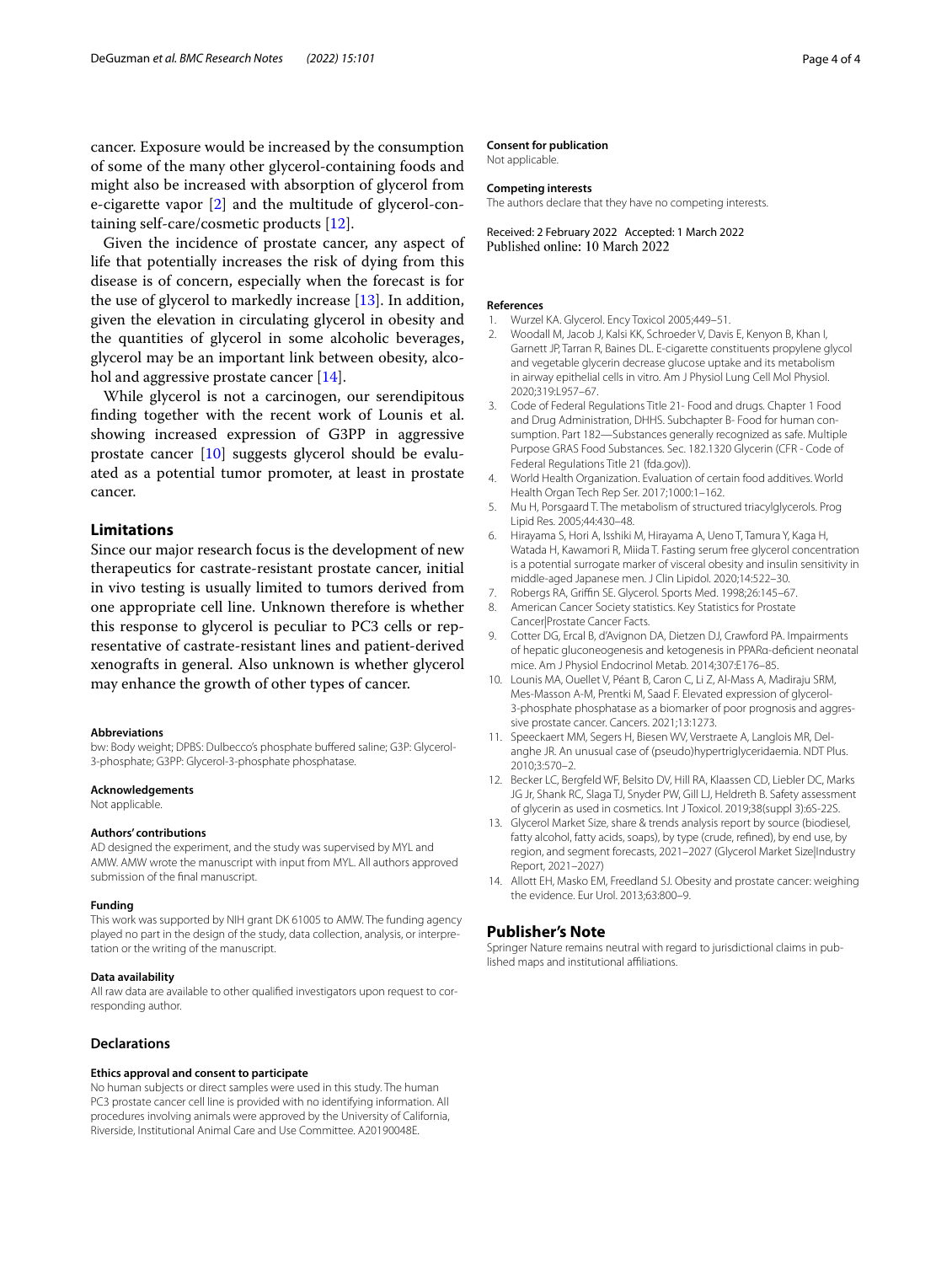cancer. Exposure would be increased by the consumption of some of the many other glycerol-containing foods and might also be increased with absorption of glycerol from e-cigarette vapor [2] and the multitude of glycerol-containing self-care/cosmetic products [12].

Given the incidence of prostate cancer, any aspect of life that potentially increases the risk of dying from this disease is of concern, especially when the forecast is for the use of glycerol to markedly increase [13]. In addition, given the elevation in circulating glycerol in obesity and the quantities of glycerol in some alcoholic beverages, glycerol may be an important link between obesity, alcohol and aggressive prostate cancer [14].

While glycerol is not a carcinogen, our serendipitous finding together with the recent work of Lounis et al. showing increased expression of G3PP in aggressive prostate cancer [10] suggests glycerol should be evaluated as a potential tumor promoter, at least in prostate cancer.

## Limitations

Since our major research focus is the development of new therapeutics for castrate-resistant prostate cancer, initial in vivo testing is usually limited to tumors derived from one appropriate cell line. Unknown therefore is whether this response to glycerol is peculiar to PC3 cells or representative of castrate-resistant lines and patient-derived xenografts in general. Also unknown is whether glycerol may enhance the growth of other types of cancer.

#### Abbreviations

bw: Body weight; DPBS: Dulbecco's phosphate buffered saline; G3P: Glycerol-3-phosphate; G3PP: Glycerol-3-phosphate phosphatase.

#### Acknowledgements

Not applicable.

#### Authors' contributions

AD designed the experiment, and the study was supervised by MYL and AMW. AMW wrote the manuscript with input from MYL. All authors approved submission of the final manuscript.

#### Funding

This work was supported by NIH grant DK 61005 to AMW. The funding agency played no part in the design of the study, data collection, analysis, or interpretation or the writing of the manuscript.

#### Data availability

All raw data are available to other qualified investigators upon request to corresponding author.

### Declarations

#### Ethics approval and consent to participate

No human subjects or direct samples were used in this study. The human PC3 prostate cancer cell line is provided with no identifying information. All procedures involving animals were approved by the University of California, Riverside, Institutional Animal Care and Use Committee. A20190048E.

#### Consent for publication

Not applicable.

#### Competing interests

The authors declare that they have no competing interests.

Received: 2 February 2022 Accepted: 1 March 2022
Published online: 10 March 2022

#### References

1. Wurzel KA. Glycerol. Ency Toxicol 2005;449–51.
2. Woodall M, Jacob J, Kalsi KK, Schroeder V, Davis E, Kenyon B, Khan I, Garnett JP, Tarran R, Baines DL. E-cigarette constituents propylene glycol and vegetable glycerin decrease glucose uptake and its metabolism in airway epithelial cells in vitro. Am J Physiol Lung Cell Mol Physiol. 2020;319:L957–67.
3. Code of Federal Regulations Title 21- Food and drugs. Chapter 1 Food and Drug Administration, DHHS. Subchapter B- Food for human consumption. Part 182—Substances generally recognized as safe. Multiple Purpose GRAS Food Substances. Sec. 182.1320 Glycerin (CFR - Code of Federal Regulations Title 21 (fda.gov)).
4. World Health Organization. Evaluation of certain food additives. World Health Organ Tech Rep Ser. 2017;1000:1–162.
5. Mu H, Porsgaard T. The metabolism of structured triacylglycerols. Prog Lipid Res. 2005;44:430–48.
6. Hirayama S, Hori A, Isshiki M, Hirayama A, Ueno T, Tamura Y, Kaga H, Watada H, Kawamori R, Miida T. Fasting serum free glycerol concentration is a potential surrogate marker of visceral obesity and insulin sensitivity in middle-aged Japanese men. J Clin Lipidol. 2020;14:522–30.
7. Robergs RA, Griffin SE. Glycerol. Sports Med. 1998;26:145–67.
8. American Cancer Society statistics. Key Statistics for Prostate Cancer|Prostate Cancer Facts.
9. Cotter DG, Ercal B, d'Avignon DA, Dietzen DJ, Crawford PA. Impairments of hepatic gluconeogenesis and ketogenesis in PPARα-deficient neonatal mice. Am J Physiol Endocrinol Metab. 2014;307:E176–85.
10. Lounis MA, Ouellet V, Péant B, Caron C, Li Z, Al-Mass A, Madiraju SRM, Mes-Masson A-M, Prentki M, Saad F. Elevated expression of glycerol-3-phosphate phosphatase as a biomarker of poor prognosis and aggressive prostate cancer. Cancers. 2021;13:1273.
11. Speeckaert MM, Segers H, Biesen WV, Verstraete A, Langlois MR, Delanghe JR. An unusual case of (pseudo)hypertriglyceridaemia. NDT Plus. 2010;3:570–2.
12. Becker LC, Bergfeld WF, Belsito DV, Hill RA, Klaassen CD, Liebler DC, Marks JG Jr, Shank RC, Slaga TJ, Snyder PW, Gill LJ, Heldreth B. Safety assessment of glycerin as used in cosmetics. Int J Toxicol. 2019;38(suppl 3):6S-22S.
13. Glycerol Market Size, share & trends analysis report by source (biodiesel, fatty alcohol, fatty acids, soaps), by type (crude, refined), by end use, by region, and segment forecasts, 2021–2027 (Glycerol Market Size|Industry Report, 2021–2027)
14. Allott EH, Masko EM, Freedland SJ. Obesity and prostate cancer: weighing the evidence. Eur Urol. 2013;63:800–9.

## Publisher's Note

Springer Nature remains neutral with regard to jurisdictional claims in published maps and institutional affiliations.